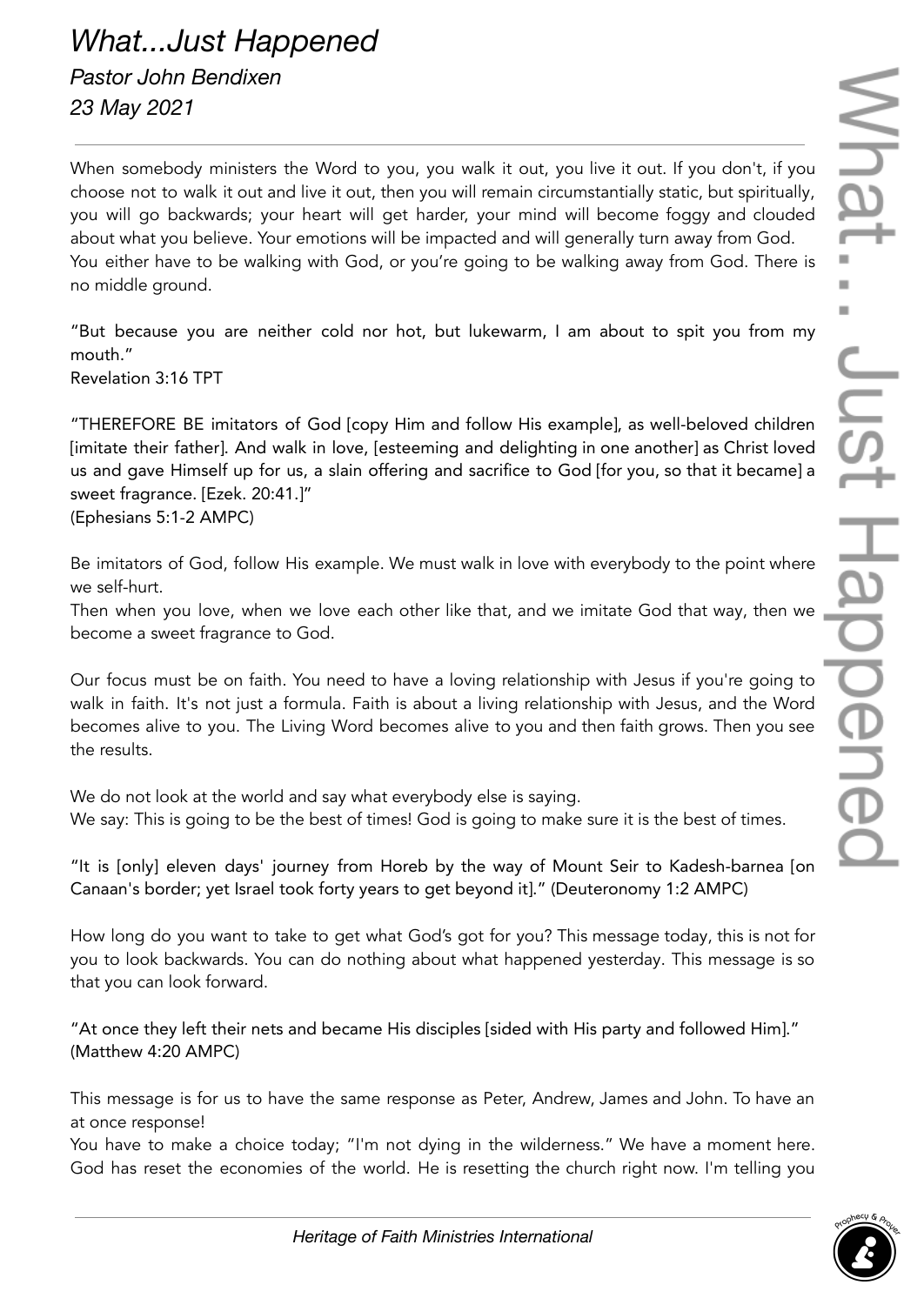# *What...Just Happened*

*Pastor John Bendixen*

*23 May 2021*

When somebody ministers the Word to you, you walk it out, you live it out. If you don't, if you choose not to walk it out and live it out, then you will remain circumstantially static, but spiritually, you will go backwards; your heart will get harder, your mind will become foggy and clouded about what you believe. Your emotions will be impacted and will generally turn away from God. You either have to be walking with God, or you're going to be walking away from God. There is no middle ground.

"But because you are neither cold nor hot, but lukewarm, I am about to spit you from my mouth."
Revelation 3:16 TPT

"THEREFORE BE imitators of God [copy Him and follow His example], as well-beloved children [imitate their father]. And walk in love, [esteeming and delighting in one another] as Christ loved us and gave Himself up for us, a slain offering and sacrifice to God [for you, so that it became] a sweet fragrance. [Ezek. 20:41.]"
(Ephesians 5:1-2 AMPC)

Be imitators of God, follow His example. We must walk in love with everybody to the point where we self-hurt.
Then when you love, when we love each other like that, and we imitate God that way, then we become a sweet fragrance to God.

Our focus must be on faith. You need to have a loving relationship with Jesus if you're going to walk in faith. It's not just a formula. Faith is about a living relationship with Jesus, and the Word becomes alive to you. The Living Word becomes alive to you and then faith grows. Then you see the results.

We do not look at the world and say what everybody else is saying.
We say: This is going to be the best of times! God is going to make sure it is the best of times.

"It is [only] eleven days' journey from Horeb by the way of Mount Seir to Kadesh-barnea [on Canaan's border; yet Israel took forty years to get beyond it]." (Deuteronomy 1:2 AMPC)

How long do you want to take to get what God's got for you? This message today, this is not for you to look backwards. You can do nothing about what happened yesterday. This message is so that you can look forward.

"At once they left their nets and became His disciples [sided with His party and followed Him]." (Matthew 4:20 AMPC)

This message is for us to have the same response as Peter, Andrew, James and John. To have an at once response!
You have to make a choice today; "I'm not dying in the wilderness." We have a moment here. God has reset the economies of the world. He is resetting the church right now. I'm telling you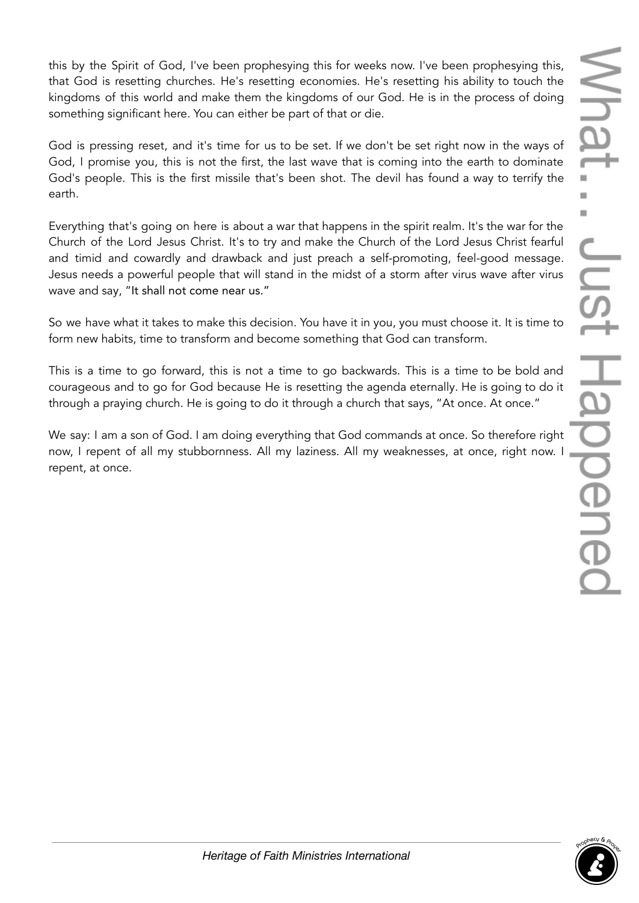this by the Spirit of God, I've been prophesying this for weeks now. I've been prophesying this, that God is resetting churches. He's resetting economies. He's resetting his ability to touch the kingdoms of this world and make them the kingdoms of our God. He is in the process of doing something significant here. You can either be part of that or die.

God is pressing reset, and it's time for us to be set. If we don't be set right now in the ways of God, I promise you, this is not the first, the last wave that is coming into the earth to dominate God's people. This is the first missile that's been shot. The devil has found a way to terrify the earth.

Everything that's going on here is about a war that happens in the spirit realm. It's the war for the Church of the Lord Jesus Christ. It's to try and make the Church of the Lord Jesus Christ fearful and timid and cowardly and drawback and just preach a self-promoting, feel-good message. Jesus needs a powerful people that will stand in the midst of a storm after virus wave after virus wave and say, "It shall not come near us."

So we have what it takes to make this decision. You have it in you, you must choose it. It is time to form new habits, time to transform and become something that God can transform.

This is a time to go forward, this is not a time to go backwards. This is a time to be bold and courageous and to go for God because He is resetting the agenda eternally. He is going to do it through a praying church. He is going to do it through a church that says, "At once. At once."

We say: I am a son of God. I am doing everything that God commands at once. So therefore right now, I repent of all my stubbornness. All my laziness. All my weaknesses, at once, right now. I repent, at once.